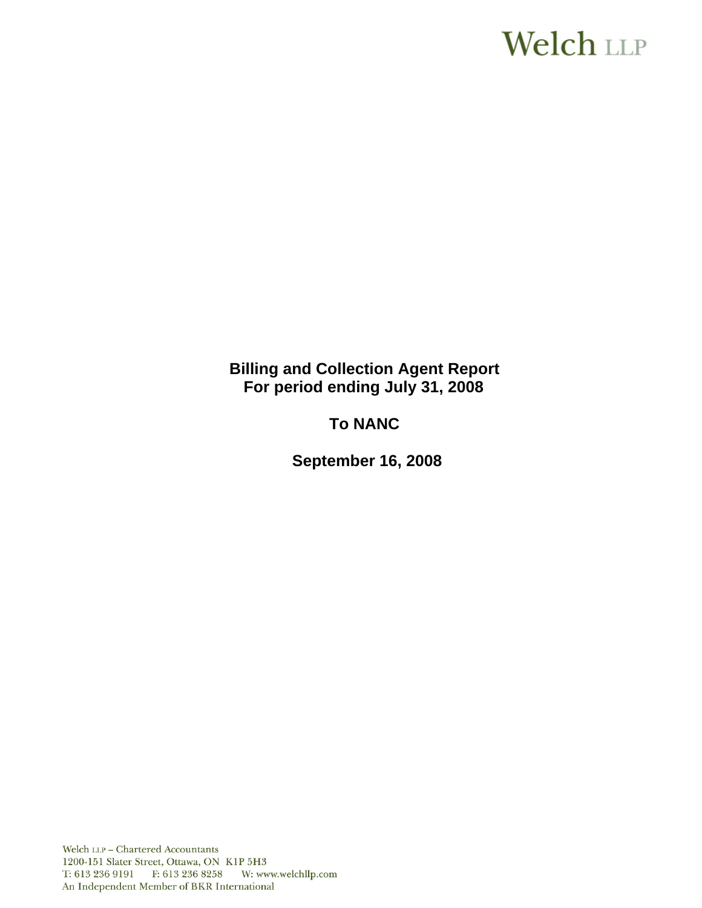Welch LLP

**Billing and Collection Agent Report**
**For period ending July 31, 2008**

**To NANC**

**September 16, 2008**

Welch LLP – Chartered Accountants
1200-151 Slater Street, Ottawa, ON K1P 5H3
T: 613 236 9191 F: 613 236 8258 W: www.welchllp.com
An Independent Member of BKR International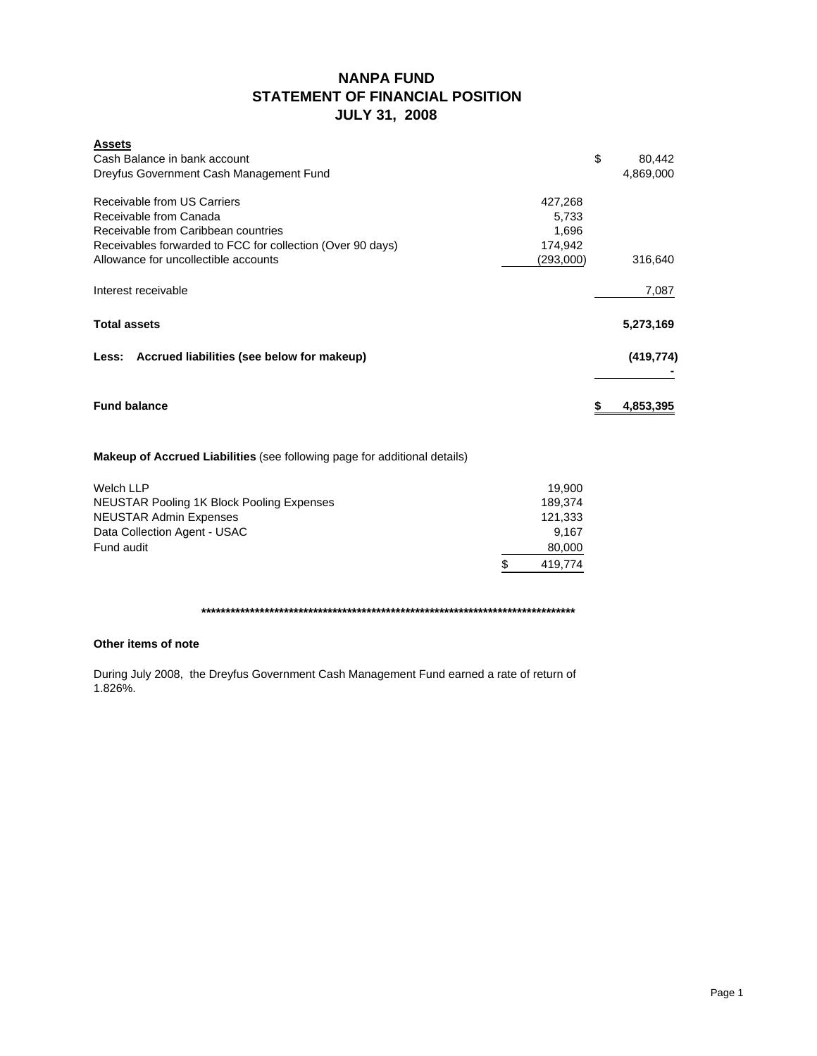# NANPA FUND
## STATEMENT OF FINANCIAL POSITION
## JULY 31, 2008

| **Assets** | | |
|---|---|---|
| Cash Balance in bank account | | $ 80,442 |
| Dreyfus Government Cash Management Fund | | 4,869,000 |
| | | |
| Receivable from US Carriers | 427,268 | |
| Receivable from Canada | 5,733 | |
| Receivable from Caribbean countries | 1,696 | |
| Receivables forwarded to FCC for collection (Over 90 days) | 174,942 | |
| Allowance for uncollectible accounts | (293,000) | 316,640 |
| | | |
| Interest receivable | | 7,087 |
| | | |
| **Total assets** | | **5,273,169** |
| | | |
| **Less: Accrued liabilities (see below for makeup)** | | **(419,774)** |
| | | **-** |
| | | |
| **Fund balance** | | **$ 4,853,395** |

**Makeup of Accrued Liabilities** (see following page for additional details)

| | |
|---|---|
| Welch LLP | 19,900 |
| NEUSTAR Pooling 1K Block Pooling Expenses | 189,374 |
| NEUSTAR Admin Expenses | 121,333 |
| Data Collection Agent - USAC | 9,167 |
| Fund audit | 80,000 |
| | $ 419,774 |

********************************************************************************

**Other items of note**

During July 2008, the Dreyfus Government Cash Management Fund earned a rate of return of 1.826%.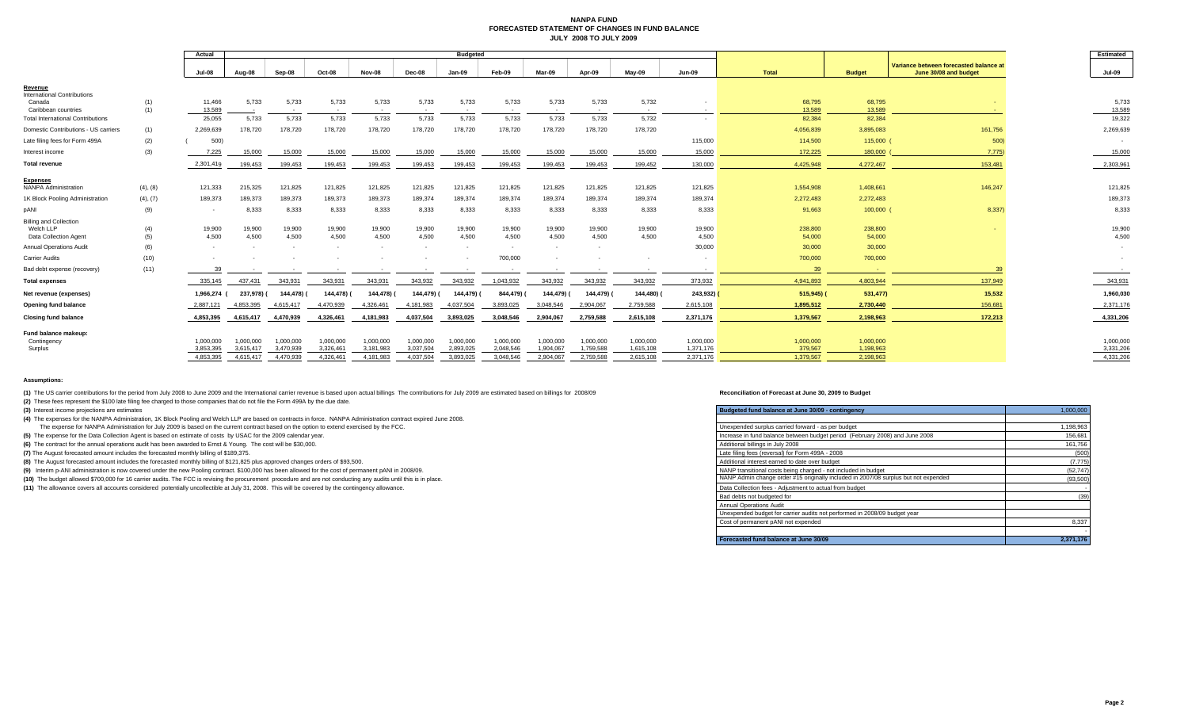# NANPA FUND
## FORECASTED STATEMENT OF CHANGES IN FUND BALANCE
### JULY 2008 TO JULY 2009

| | | Actual | Budgeted | | | | | | | | | | | | | | Estimated |
|---|---|---|---|---|---|---|---|---|---|---|---|---|---|---|---|---|---|
| | | Jul-08 | Aug-08 | Sep-08 | Oct-08 | Nov-08 | Dec-08 | Jan-09 | Feb-09 | Mar-09 | Apr-09 | May-09 | Jun-09 | Total | Budget | Variance between forecasted balance at June 30/08 and budget | Jul-09 |
| **Revenue** | | | | | | | | | | | | | | | | | |
| International Contributions | | | | | | | | | | | | | | | | | |
| Canada | (1) | 11,466 | 5,733 | 5,733 | 5,733 | 5,733 | 5,733 | 5,733 | 5,733 | 5,733 | 5,733 | 5,732 | - | 68,795 | 68,795 | - | 5,733 |
| Caribbean countries | (1) | 13,589 | - | - | - | - | - | - | - | - | - | - | - | 13,589 | 13,589 | - | 13,589 |
| Total International Contributions | | 25,055 | 5,733 | 5,733 | 5,733 | 5,733 | 5,733 | 5,733 | 5,733 | 5,733 | 5,733 | 5,732 | - | 82,384 | 82,384 | - | 19,322 |
| Domestic Contributions - US carriers | (1) | 2,269,639 | 178,720 | 178,720 | 178,720 | 178,720 | 178,720 | 178,720 | 178,720 | 178,720 | 178,720 | 178,720 | | 4,056,839 | 3,895,083 | 161,756 | 2,269,639 |
| Late filing fees for Form 499A | (2) | (500) | | | | | | | | | | | 115,000 | 114,500 | 115,000 | (500) | - |
| Interest income | (3) | 7,225 | 15,000 | 15,000 | 15,000 | 15,000 | 15,000 | 15,000 | 15,000 | 15,000 | 15,000 | 15,000 | 15,000 | 172,225 | 180,000 | (7,775) | 15,000 |
| **Total revenue** | | 2,301,419 | 199,453 | 199,453 | 199,453 | 199,453 | 199,453 | 199,453 | 199,453 | 199,453 | 199,453 | 199,452 | 130,000 | 4,425,948 | 4,272,467 | 153,481 | 2,303,961 |
| **Expenses** | | | | | | | | | | | | | | | | | |
| NANPA Administration | (4), (8) | 121,333 | 215,325 | 121,825 | 121,825 | 121,825 | 121,825 | 121,825 | 121,825 | 121,825 | 121,825 | 121,825 | 121,825 | 1,554,908 | 1,408,661 | 146,247 | 121,825 |
| 1K Block Pooling Administration | (4), (7) | 189,373 | 189,373 | 189,373 | 189,373 | 189,373 | 189,374 | 189,374 | 189,374 | 189,374 | 189,374 | 189,374 | 189,374 | 2,272,483 | 2,272,483 | | 189,373 |
| pANI | (9) | - | 8,333 | 8,333 | 8,333 | 8,333 | 8,333 | 8,333 | 8,333 | 8,333 | 8,333 | 8,333 | 8,333 | 91,663 | 100,000 | (8,337) | 8,333 |
| Billing and Collection | | | | | | | | | | | | | | | | | |
| Welch LLP | (4) | 19,900 | 19,900 | 19,900 | 19,900 | 19,900 | 19,900 | 19,900 | 19,900 | 19,900 | 19,900 | 19,900 | 19,900 | 238,800 | 238,800 | - | 19,900 |
| Data Collection Agent | (5) | 4,500 | 4,500 | 4,500 | 4,500 | 4,500 | 4,500 | 4,500 | 4,500 | 4,500 | 4,500 | 4,500 | 4,500 | 54,000 | 54,000 | | 4,500 |
| Annual Operations Audit | (6) | - | - | - | - | - | - | - | - | - | - | | 30,000 | 30,000 | 30,000 | | - |
| Carrier Audits | (10) | - | - | - | - | - | - | - | 700,000 | - | - | - | - | 700,000 | 700,000 | | - |
| Bad debt expense (recovery) | (11) | 39 | - | - | - | - | - | - | - | - | - | - | - | 39 | - | 39 | - |
| **Total expenses** | | 335,145 | 437,431 | 343,931 | 343,931 | 343,931 | 343,932 | 343,932 | 1,043,932 | 343,932 | 343,932 | 343,932 | 373,932 | 4,941,893 | 4,803,944 | 137,949 | 343,931 |
| **Net revenue (expenses)** | | 1,966,274 | (237,978) | (144,478) | (144,478) | (144,478) | (144,479) | (144,479) | (844,479) | (144,479) | (144,479) | (144,480) | (243,932) | (515,945) | (531,477) | 15,532 | 1,960,030 |
| **Opening fund balance** | | 2,887,121 | 4,853,395 | 4,615,417 | 4,470,939 | 4,326,461 | 4,181,983 | 4,037,504 | 3,893,025 | 3,048,546 | 2,904,067 | 2,759,588 | 2,615,108 | 1,895,512 | 2,730,440 | 156,681 | 2,371,176 |
| **Closing fund balance** | | 4,853,395 | 4,615,417 | 4,470,939 | 4,326,461 | 4,181,983 | 4,037,504 | 3,893,025 | 3,048,546 | 2,904,067 | 2,759,588 | 2,615,108 | 2,371,176 | 1,379,567 | 2,198,963 | 172,213 | 4,331,206 |
| **Fund balance makeup:** | | | | | | | | | | | | | | | | | |
| Contingency | | 1,000,000 | 1,000,000 | 1,000,000 | 1,000,000 | 1,000,000 | 1,000,000 | 1,000,000 | 1,000,000 | 1,000,000 | 1,000,000 | 1,000,000 | 1,000,000 | 1,000,000 | 1,000,000 | | 1,000,000 |
| Surplus | | 3,853,395 | 3,615,417 | 3,470,939 | 3,326,461 | 3,181,983 | 3,037,504 | 2,893,025 | 2,048,546 | 1,904,067 | 1,759,588 | 1,615,108 | 1,371,176 | 379,567 | 1,198,963 | | 3,331,206 |
| | | 4,853,395 | 4,615,417 | 4,470,939 | 4,326,461 | 4,181,983 | 4,037,504 | 3,893,025 | 3,048,546 | 2,904,067 | 2,759,588 | 2,615,108 | 2,371,176 | 1,379,567 | 2,198,963 | | 4,331,206 |

**Assumptions:**

(1) The US carrier contributions for the period from July 2008 to June 2009 and the International carrier revenue is based upon actual billings The contributions for July 2009 are estimated based on billings for 2008/09

(2) These fees represent the $100 late filing fee charged to those companies that do not file the Form 499A by the due date.

(3) Interest income projections are estimates

(4) The expenses for the NANPA Administration, 1K Block Pooling and Welch LLP are based on contracts in force. NANPA Administration contract expired June 2008.
The expense for NANPA Administration for July 2009 is based on the current contract based on the option to extend exercised by the FCC.

(5) The expense for the Data Collection Agent is based on estimate of costs by USAC for the 2009 calendar year.

(6) The contract for the annual operations audit has been awarded to Ernst & Young. The cost will be $30,000.

(7) The August forecasted amount includes the forecasted monthly billing of $189,375.

(8) The August forecasted amount includes the forecasted monthly billing of $121,825 plus approved changes orders of $93,500.

(9) Interim p-ANI administration is now covered under the new Pooling contract. $100,000 has been allowed for the cost of permanent pANI in 2008/09.

(10) The budget allowed $700,000 for 16 carrier audits. The FCC is revising the procurement procedure and are not conducting any audits until this is in place.

(11) The allowance covers all accounts considered potentially uncollectible at July 31, 2008. This will be covered by the contingency allowance.

**Reconciliation of Forecast at June 30, 2009 to Budget**

| Budgeted fund balance at June 30/09 - contingency | 1,000,000 |
|---|---|
| | |
| Unexpended surplus carried forward - as per budget | 1,198,963 |
| Increase in fund balance between budget period (February 2008) and June 2008 | 156,681 |
| Additional billings in July 2008 | 161,756 |
| Late filing fees (reversal) for Form 499A - 2008 | (500) |
| Additional interest earned to date over budget | (7,775) |
| NANP transitional costs being charged - not included in budget | (52,747) |
| NANP Admin change order #15 originally included in 2007/08 surplus but not expended | (93,500) |
| Data Collection fees - Adjustment to actual from budget | - |
| Bad debts not budgeted for | (39) |
| Annual Operations Audit | |
| Unexpended budget for carrier audits not performed in 2008/09 budget year | |
| Cost of permanent pANI not expended | 8,337 |
| | - |
| **Forecasted fund balance at June 30/09** | **2,371,176** |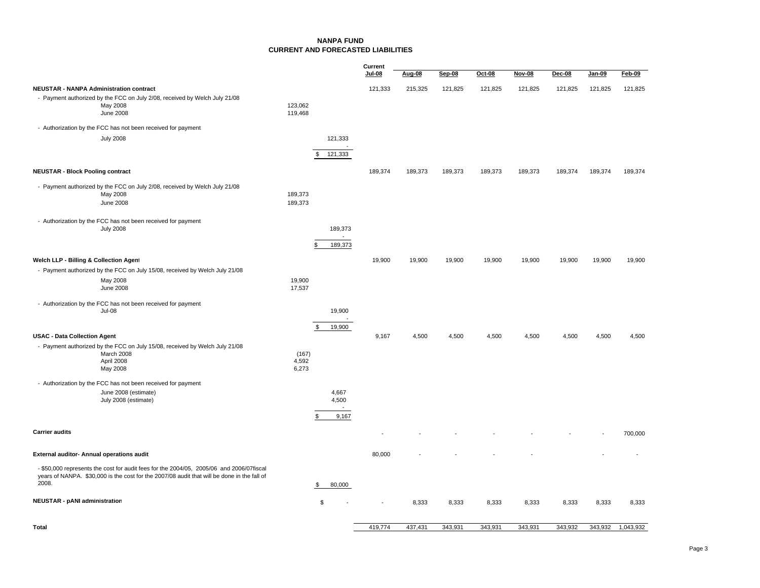# NANPA FUND
## CURRENT AND FORECASTED LIABILITIES

| | | | Current Jul-08 | Aug-08 | Sep-08 | Oct-08 | Nov-08 | Dec-08 | Jan-09 | Feb-09 |
|---|---|---|---|---|---|---|---|---|---|---|
| **NEUSTAR - NANPA Administration contract** | | | 121,333 | 215,325 | 121,825 | 121,825 | 121,825 | 121,825 | 121,825 | 121,825 |
| - Payment authorized by the FCC on July 2/08, received by Welch July 21/08 | | | | | | | | | | |
| May 2008 | 123,062 | | | | | | | | | |
| June 2008 | 119,468 | | | | | | | | | |
| - Authorization by the FCC has not been received for payment | | | | | | | | | | |
| July 2008 | | 121,333 | | | | | | | | |
| | | - | | | | | | | | |
| | | $ 121,333 | | | | | | | | |
| **NEUSTAR - Block Pooling contract** | | | 189,374 | 189,373 | 189,373 | 189,373 | 189,373 | 189,374 | 189,374 | 189,374 |
| - Payment authorized by the FCC on July 2/08, received by Welch July 21/08 | | | | | | | | | | |
| May 2008 | 189,373 | | | | | | | | | |
| June 2008 | 189,373 | | | | | | | | | |
| - Authorization by the FCC has not been received for payment | | | | | | | | | | |
| July 2008 | | 189,373 | | | | | | | | |
| | | - | | | | | | | | |
| | | $ 189,373 | | | | | | | | |
| **Welch LLP - Billing & Collection Agent** | | | 19,900 | 19,900 | 19,900 | 19,900 | 19,900 | 19,900 | 19,900 | 19,900 |
| - Payment authorized by the FCC on July 15/08, received by Welch July 21/08 | | | | | | | | | | |
| May 2008 | 19,900 | | | | | | | | | |
| June 2008 | 17,537 | | | | | | | | | |
| - Authorization by the FCC has not been received for payment | | | | | | | | | | |
| Jul-08 | | 19,900 | | | | | | | | |
| | | - | | | | | | | | |
| | | $ 19,900 | | | | | | | | |
| **USAC - Data Collection Agent** | | | 9,167 | 4,500 | 4,500 | 4,500 | 4,500 | 4,500 | 4,500 | 4,500 |
| - Payment authorized by the FCC on July 15/08, received by Welch July 21/08 | | | | | | | | | | |
| March 2008 | (167) | | | | | | | | | |
| April 2008 | 4,592 | | | | | | | | | |
| May 2008 | 6,273 | | | | | | | | | |
| - Authorization by the FCC has not been received for payment | | | | | | | | | | |
| June 2008 (estimate) | | 4,667 | | | | | | | | |
| July 2008 (estimate) | | 4,500 | | | | | | | | |
| | | - | | | | | | | | |
| | | $ 9,167 | | | | | | | | |
| **Carrier audits** | | | - | - | - | - | - | - | - | 700,000 |
| **External auditor- Annual operations audit** | | | 80,000 | - | - | - | - | | - | - |
| - $50,000 represents the cost for audit fees for the 2004/05, 2005/06 and 2006/07fiscal years of NANPA. $30,000 is the cost for the 2007/08 audit that will be done in the fall of 2008. | | $ 80,000 | | | | | | | | |
| **NEUSTAR - pANI administration** | | $ - | - | 8,333 | 8,333 | 8,333 | 8,333 | 8,333 | 8,333 | 8,333 |
| **Total** | | | 419,774 | 437,431 | 343,931 | 343,931 | 343,931 | 343,932 | 343,932 | 1,043,932 |